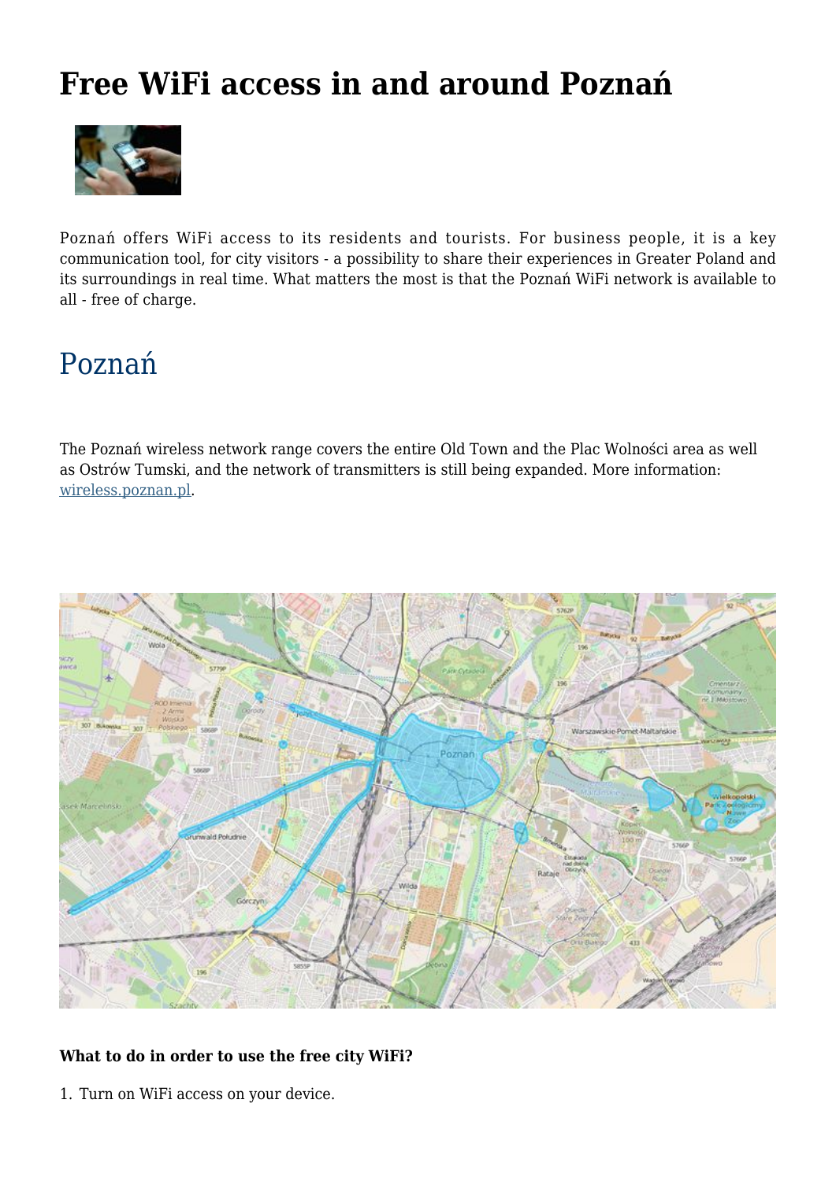# Free WiFi access in and around Poznań

Poznań offers WiFi access to its residents and tourists. For business people, it is a key communication tool, for city visitors - a possibility to share their experiences in Greater Poland and its surroundings in real time. What matters the most is that the Poznań WiFi network is available to all - free of charge.

## Poznań

The Poznań wireless network range covers the entire Old Town and the Plac Wolności area as well as Ostrów Tumski, and the network of transmitters is still being expanded. More information: [wireless.poznan.pl](wireless.poznan.pl).

**What to do in order to use the free city WiFi?**

1. Turn on WiFi access on your device.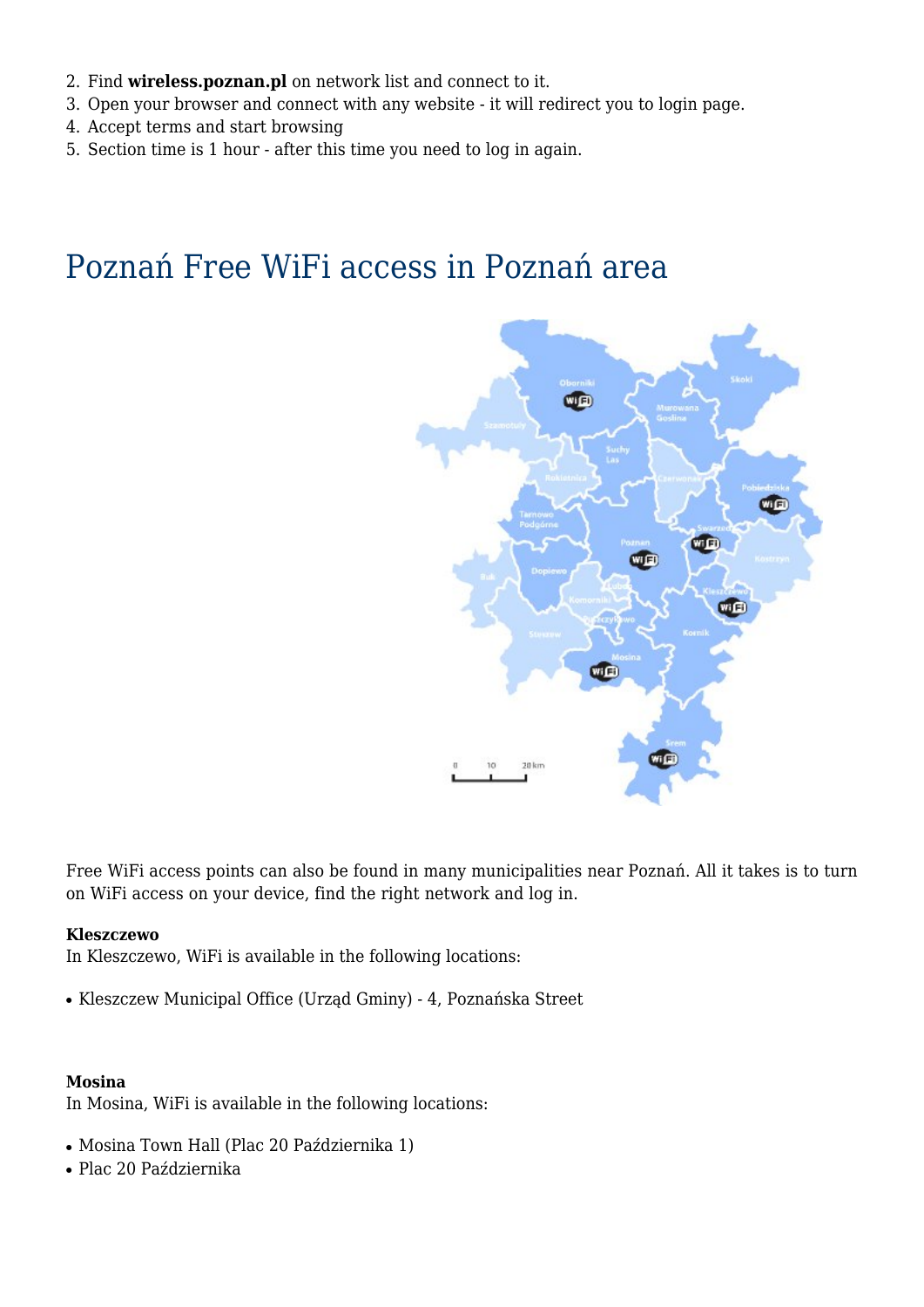2. Find **wireless.poznan.pl** on network list and connect to it.
3. Open your browser and connect with any website - it will redirect you to login page.
4. Accept terms and start browsing
5. Section time is 1 hour - after this time you need to log in again.

# Poznań Free WiFi access in Poznań area

Free WiFi access points can also be found in many municipalities near Poznań. All it takes is to turn on WiFi access on your device, find the right network and log in.

**Kleszczewo**
In Kleszczewo, WiFi is available in the following locations:

- Kleszczew Municipal Office (Urząd Gminy) - 4, Poznańska Street

**Mosina**
In Mosina, WiFi is available in the following locations:

- Mosina Town Hall (Plac 20 Października 1)
- Plac 20 Października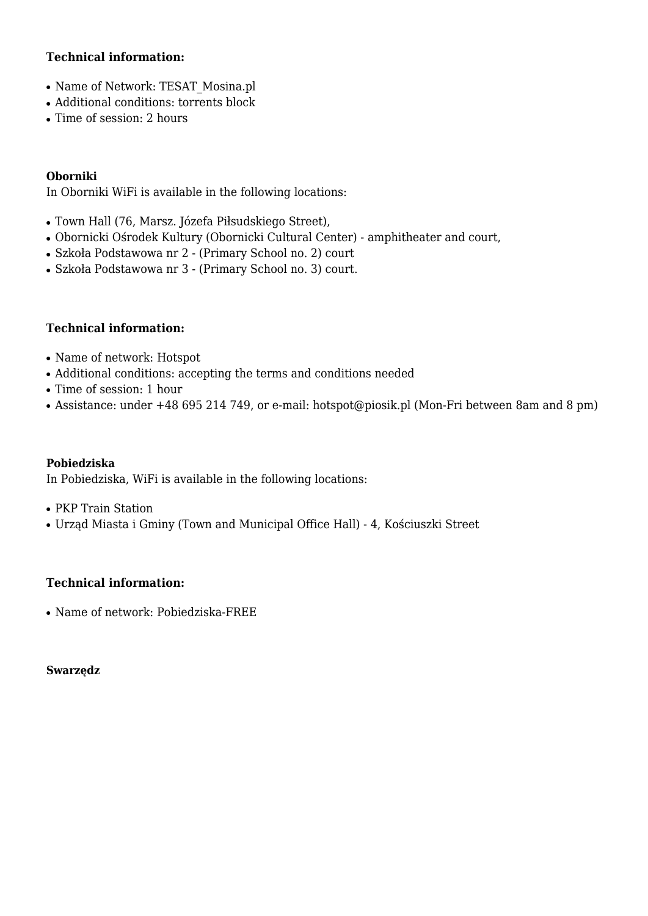**Technical information:**

- Name of Network: TESAT_Mosina.pl
- Additional conditions: torrents block
- Time of session: 2 hours

**Oborniki**
In Oborniki WiFi is available in the following locations:

- Town Hall (76, Marsz. Józefa Piłsudskiego Street),
- Obornicki Ośrodek Kultury (Obornicki Cultural Center) - amphitheater and court,
- Szkoła Podstawowa nr 2 - (Primary School no. 2) court
- Szkoła Podstawowa nr 3 - (Primary School no. 3) court.

**Technical information:**

- Name of network: Hotspot
- Additional conditions: accepting the terms and conditions needed
- Time of session: 1 hour
- Assistance: under +48 695 214 749, or e-mail: hotspot@piosik.pl (Mon-Fri between 8am and 8 pm)

**Pobiedziska**
In Pobiedziska, WiFi is available in the following locations:

- PKP Train Station
- Urząd Miasta i Gminy (Town and Municipal Office Hall) - 4, Kościuszki Street

**Technical information:**

- Name of network: Pobiedziska-FREE

**Swarzędz**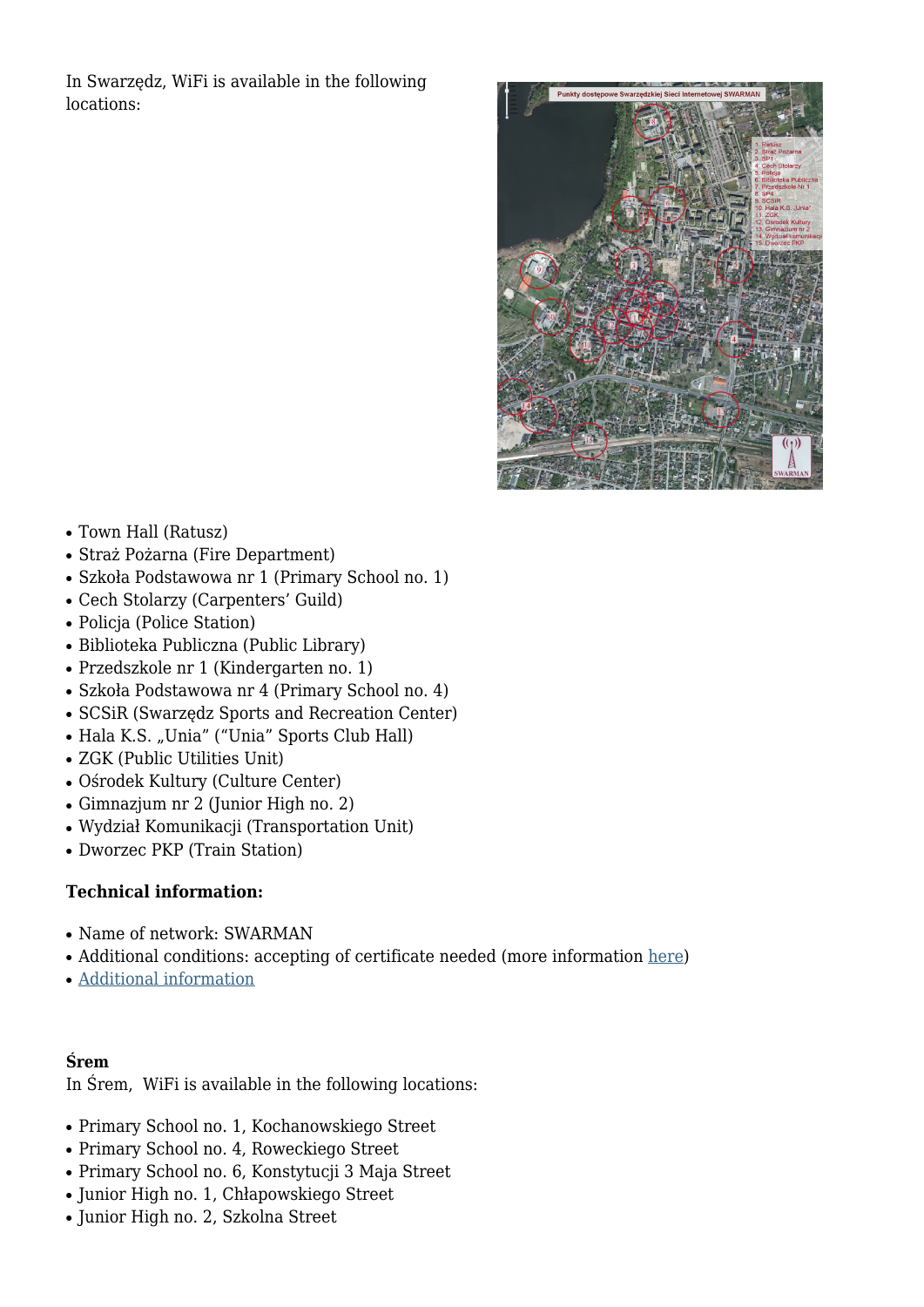In Swarzędz, WiFi is available in the following locations:

- Town Hall (Ratusz)
- Straż Pożarna (Fire Department)
- Szkoła Podstawowa nr 1 (Primary School no. 1)
- Cech Stolarzy (Carpenters' Guild)
- Policja (Police Station)
- Biblioteka Publiczna (Public Library)
- Przedszkole nr 1 (Kindergarten no. 1)
- Szkoła Podstawowa nr 4 (Primary School no. 4)
- SCSiR (Swarzędz Sports and Recreation Center)
- Hala K.S. „Unia" ("Unia" Sports Club Hall)
- ZGK (Public Utilities Unit)
- Ośrodek Kultury (Culture Center)
- Gimnazjum nr 2 (Junior High no. 2)
- Wydział Komunikacji (Transportation Unit)
- Dworzec PKP (Train Station)

**Technical information:**

- Name of network: SWARMAN
- Additional conditions: accepting of certificate needed (more information here)
- Additional information

**Śrem**

In Śrem, WiFi is available in the following locations:

- Primary School no. 1, Kochanowskiego Street
- Primary School no. 4, Roweckiego Street
- Primary School no. 6, Konstytucji 3 Maja Street
- Junior High no. 1, Chłapowskiego Street
- Junior High no. 2, Szkolna Street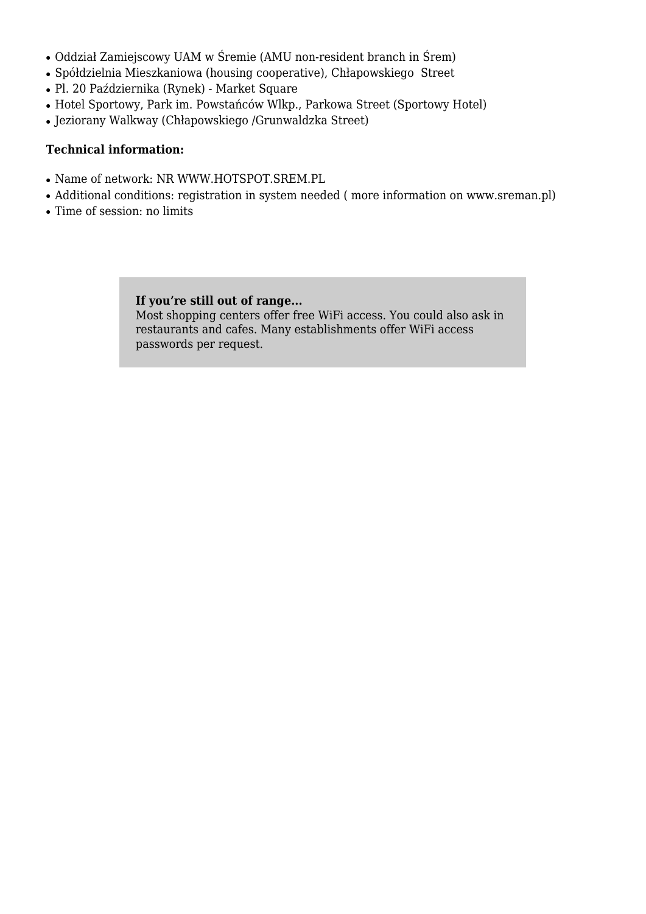- Oddział Zamiejscowy UAM w Śremie (AMU non-resident branch in Śrem)
- Spółdzielnia Mieszkaniowa (housing cooperative), Chłapowskiego  Street
- Pl. 20 Października (Rynek) - Market Square
- Hotel Sportowy, Park im. Powstańców Wlkp., Parkowa Street (Sportowy Hotel)
- Jeziorany Walkway (Chłapowskiego /Grunwaldzka Street)

**Technical information:**

- Name of network: NR WWW.HOTSPOT.SREM.PL
- Additional conditions: registration in system needed ( more information on www.sreman.pl)
- Time of session: no limits

**If you're still out of range…**
Most shopping centers offer free WiFi access. You could also ask in restaurants and cafes. Many establishments offer WiFi access passwords per request.